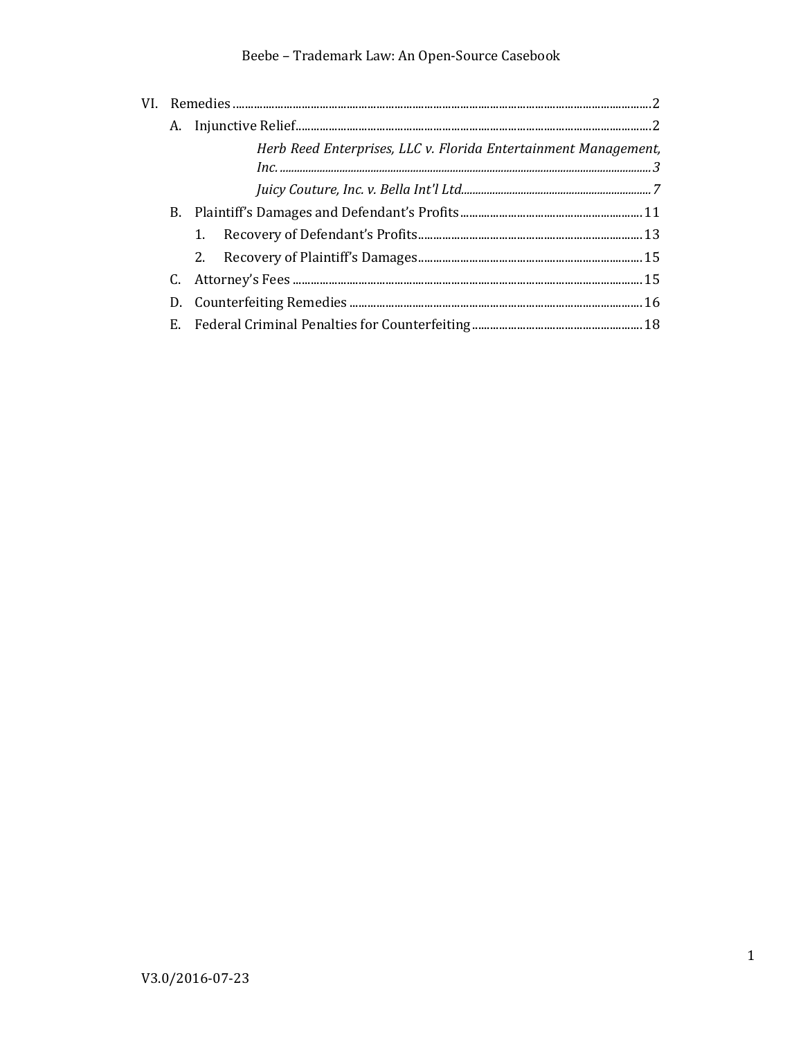- VI. Remedies .......... 2
  - A. Injunctive Relief .......... 2
    - *Herb Reed Enterprises, LLC v. Florida Entertainment Management, Inc.* .......... *3*
    - *Juicy Couture, Inc. v. Bella Int'l Ltd* .......... *7*
  - B. Plaintiff's Damages and Defendant's Profits .......... 11
    - 1. Recovery of Defendant's Profits .......... 13
    - 2. Recovery of Plaintiff's Damages .......... 15
  - C. Attorney's Fees .......... 15
  - D. Counterfeiting Remedies .......... 16
  - E. Federal Criminal Penalties for Counterfeiting .......... 18

V3.0/2016-07-23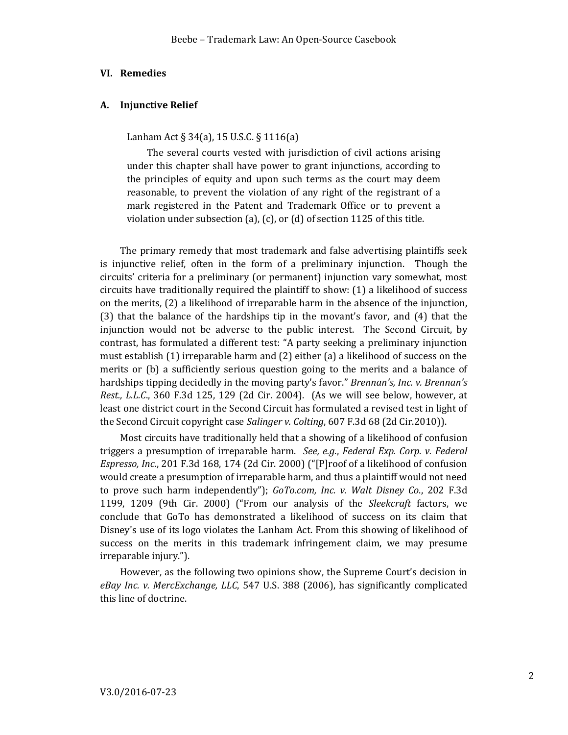## VI. Remedies

### A. Injunctive Relief

Lanham Act § 34(a), 15 U.S.C. § 1116(a)

> The several courts vested with jurisdiction of civil actions arising under this chapter shall have power to grant injunctions, according to the principles of equity and upon such terms as the court may deem reasonable, to prevent the violation of any right of the registrant of a mark registered in the Patent and Trademark Office or to prevent a violation under subsection (a), (c), or (d) of section 1125 of this title.

The primary remedy that most trademark and false advertising plaintiffs seek is injunctive relief, often in the form of a preliminary injunction. Though the circuits' criteria for a preliminary (or permanent) injunction vary somewhat, most circuits have traditionally required the plaintiff to show: (1) a likelihood of success on the merits, (2) a likelihood of irreparable harm in the absence of the injunction, (3) that the balance of the hardships tip in the movant's favor, and (4) that the injunction would not be adverse to the public interest. The Second Circuit, by contrast, has formulated a different test: "A party seeking a preliminary injunction must establish (1) irreparable harm and (2) either (a) a likelihood of success on the merits or (b) a sufficiently serious question going to the merits and a balance of hardships tipping decidedly in the moving party's favor." *Brennan's, Inc. v. Brennan's Rest., L.L.C.*, 360 F.3d 125, 129 (2d Cir. 2004). (As we will see below, however, at least one district court in the Second Circuit has formulated a revised test in light of the Second Circuit copyright case *Salinger v. Colting*, 607 F.3d 68 (2d Cir.2010)).

Most circuits have traditionally held that a showing of a likelihood of confusion triggers a presumption of irreparable harm. *See, e.g.*, *Federal Exp. Corp. v. Federal Espresso, Inc.*, 201 F.3d 168, 174 (2d Cir. 2000) ("[P]roof of a likelihood of confusion would create a presumption of irreparable harm, and thus a plaintiff would not need to prove such harm independently"); *GoTo.com, Inc. v. Walt Disney Co.*, 202 F.3d 1199, 1209 (9th Cir. 2000) ("From our analysis of the *Sleekcraft* factors, we conclude that GoTo has demonstrated a likelihood of success on its claim that Disney's use of its logo violates the Lanham Act. From this showing of likelihood of success on the merits in this trademark infringement claim, we may presume irreparable injury.").

However, as the following two opinions show, the Supreme Court's decision in *eBay Inc. v. MercExchange, LLC*, 547 U.S. 388 (2006), has significantly complicated this line of doctrine.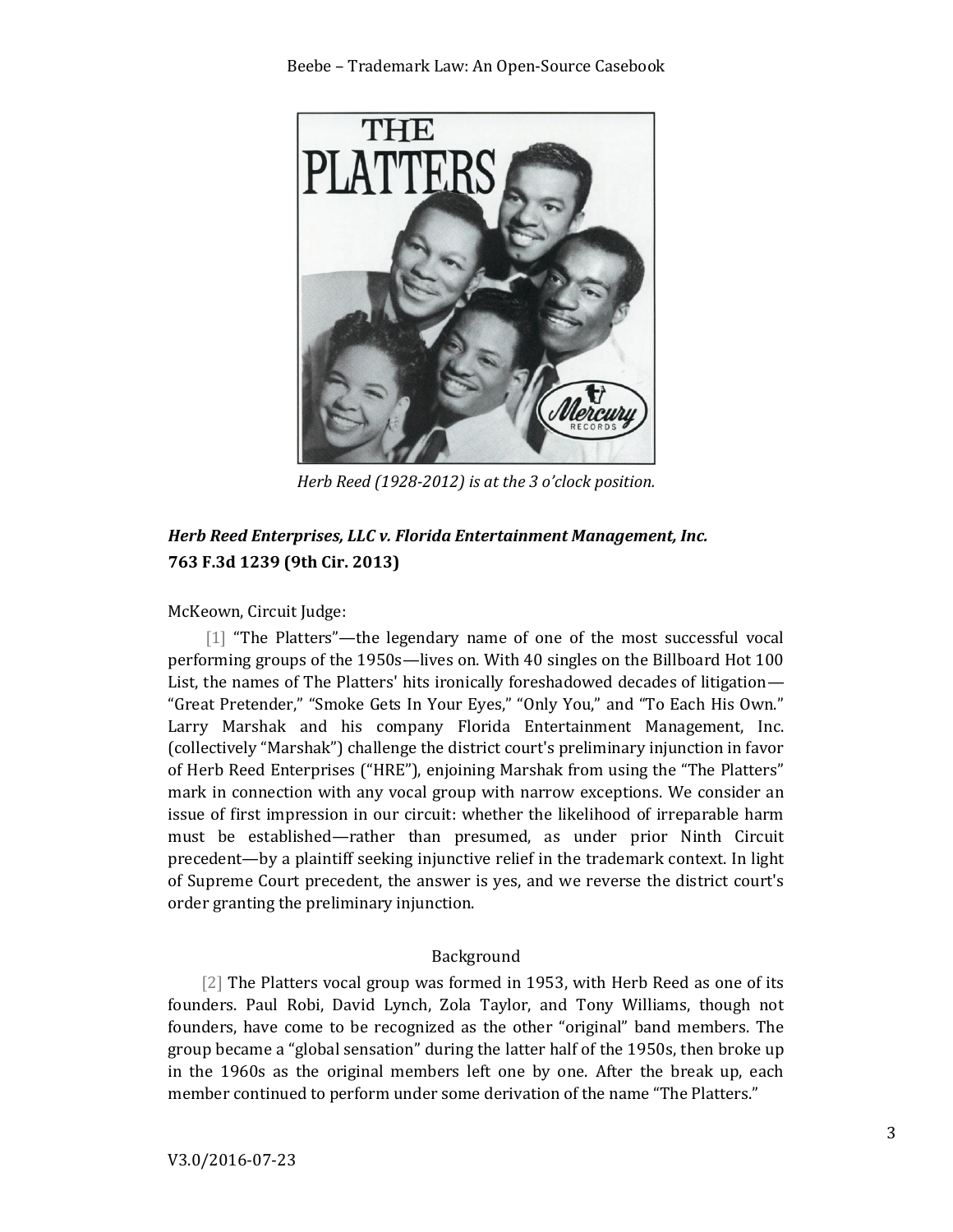*Herb Reed (1928-2012) is at the 3 o'clock position.*

## *Herb Reed Enterprises, LLC v. Florida Entertainment Management, Inc.*
**763 F.3d 1239 (9th Cir. 2013)**

McKeown, Circuit Judge:

[1] "The Platters"—the legendary name of one of the most successful vocal performing groups of the 1950s—lives on. With 40 singles on the Billboard Hot 100 List, the names of The Platters' hits ironically foreshadowed decades of litigation—"Great Pretender," "Smoke Gets In Your Eyes," "Only You," and "To Each His Own." Larry Marshak and his company Florida Entertainment Management, Inc. (collectively "Marshak") challenge the district court's preliminary injunction in favor of Herb Reed Enterprises ("HRE"), enjoining Marshak from using the "The Platters" mark in connection with any vocal group with narrow exceptions. We consider an issue of first impression in our circuit: whether the likelihood of irreparable harm must be established—rather than presumed, as under prior Ninth Circuit precedent—by a plaintiff seeking injunctive relief in the trademark context. In light of Supreme Court precedent, the answer is yes, and we reverse the district court's order granting the preliminary injunction.

### Background

[2] The Platters vocal group was formed in 1953, with Herb Reed as one of its founders. Paul Robi, David Lynch, Zola Taylor, and Tony Williams, though not founders, have come to be recognized as the other "original" band members. The group became a "global sensation" during the latter half of the 1950s, then broke up in the 1960s as the original members left one by one. After the break up, each member continued to perform under some derivation of the name "The Platters."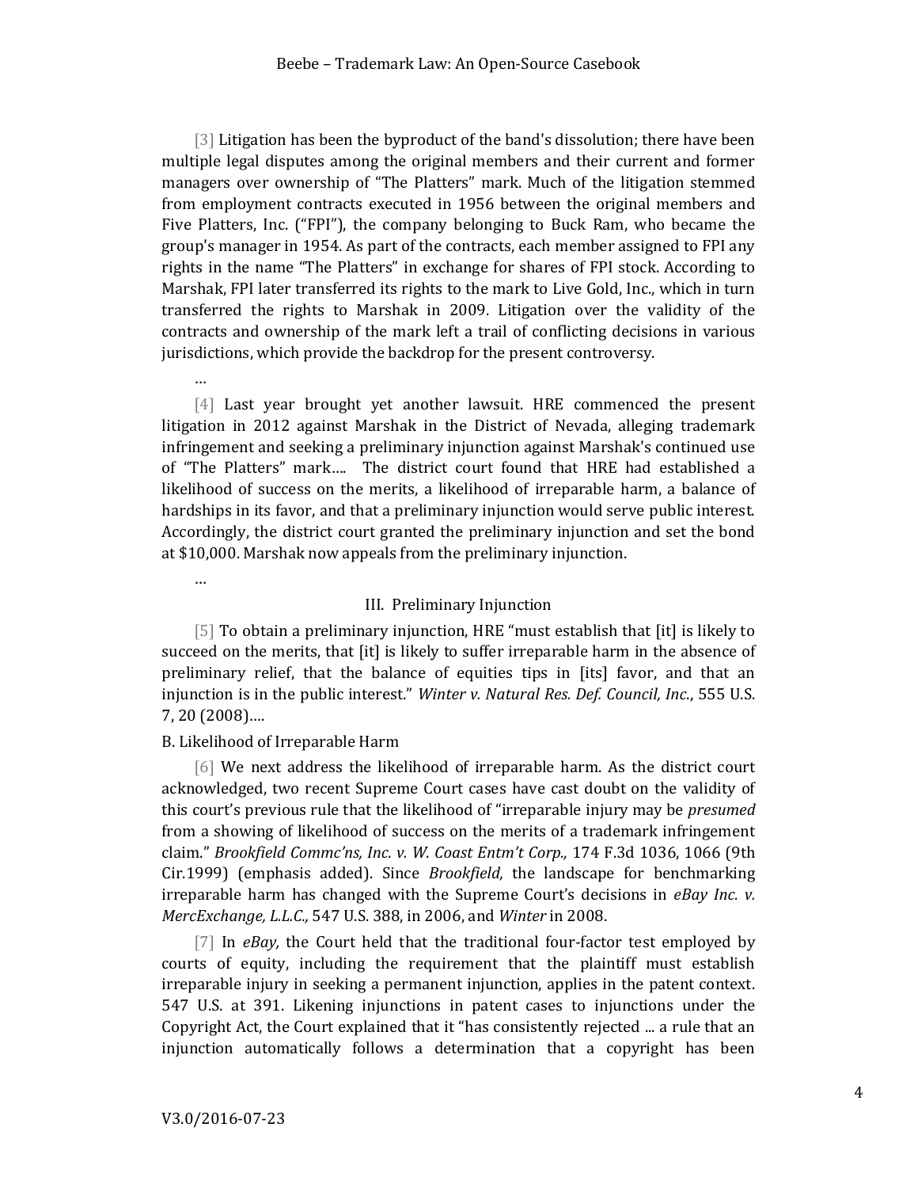[3] Litigation has been the byproduct of the band's dissolution; there have been multiple legal disputes among the original members and their current and former managers over ownership of "The Platters" mark. Much of the litigation stemmed from employment contracts executed in 1956 between the original members and Five Platters, Inc. ("FPI"), the company belonging to Buck Ram, who became the group's manager in 1954. As part of the contracts, each member assigned to FPI any rights in the name "The Platters" in exchange for shares of FPI stock. According to Marshak, FPI later transferred its rights to the mark to Live Gold, Inc., which in turn transferred the rights to Marshak in 2009. Litigation over the validity of the contracts and ownership of the mark left a trail of conflicting decisions in various jurisdictions, which provide the backdrop for the present controversy.

…

[4] Last year brought yet another lawsuit. HRE commenced the present litigation in 2012 against Marshak in the District of Nevada, alleging trademark infringement and seeking a preliminary injunction against Marshak's continued use of "The Platters" mark…. The district court found that HRE had established a likelihood of success on the merits, a likelihood of irreparable harm, a balance of hardships in its favor, and that a preliminary injunction would serve public interest. Accordingly, the district court granted the preliminary injunction and set the bond at $10,000. Marshak now appeals from the preliminary injunction.

…

### III. Preliminary Injunction

[5] To obtain a preliminary injunction, HRE "must establish that [it] is likely to succeed on the merits, that [it] is likely to suffer irreparable harm in the absence of preliminary relief, that the balance of equities tips in [its] favor, and that an injunction is in the public interest." *Winter v. Natural Res. Def. Council, Inc.*, 555 U.S. 7, 20 (2008)….

#### B. Likelihood of Irreparable Harm

[6] We next address the likelihood of irreparable harm. As the district court acknowledged, two recent Supreme Court cases have cast doubt on the validity of this court's previous rule that the likelihood of "irreparable injury may be *presumed* from a showing of likelihood of success on the merits of a trademark infringement claim." *Brookfield Commc'ns, Inc. v. W. Coast Entm't Corp.,* 174 F.3d 1036, 1066 (9th Cir.1999) (emphasis added). Since *Brookfield,* the landscape for benchmarking irreparable harm has changed with the Supreme Court's decisions in *eBay Inc. v. MercExchange, L.L.C.,* 547 U.S. 388, in 2006, and *Winter* in 2008.

[7] In *eBay,* the Court held that the traditional four-factor test employed by courts of equity, including the requirement that the plaintiff must establish irreparable injury in seeking a permanent injunction, applies in the patent context. 547 U.S. at 391. Likening injunctions in patent cases to injunctions under the Copyright Act, the Court explained that it "has consistently rejected ... a rule that an injunction automatically follows a determination that a copyright has been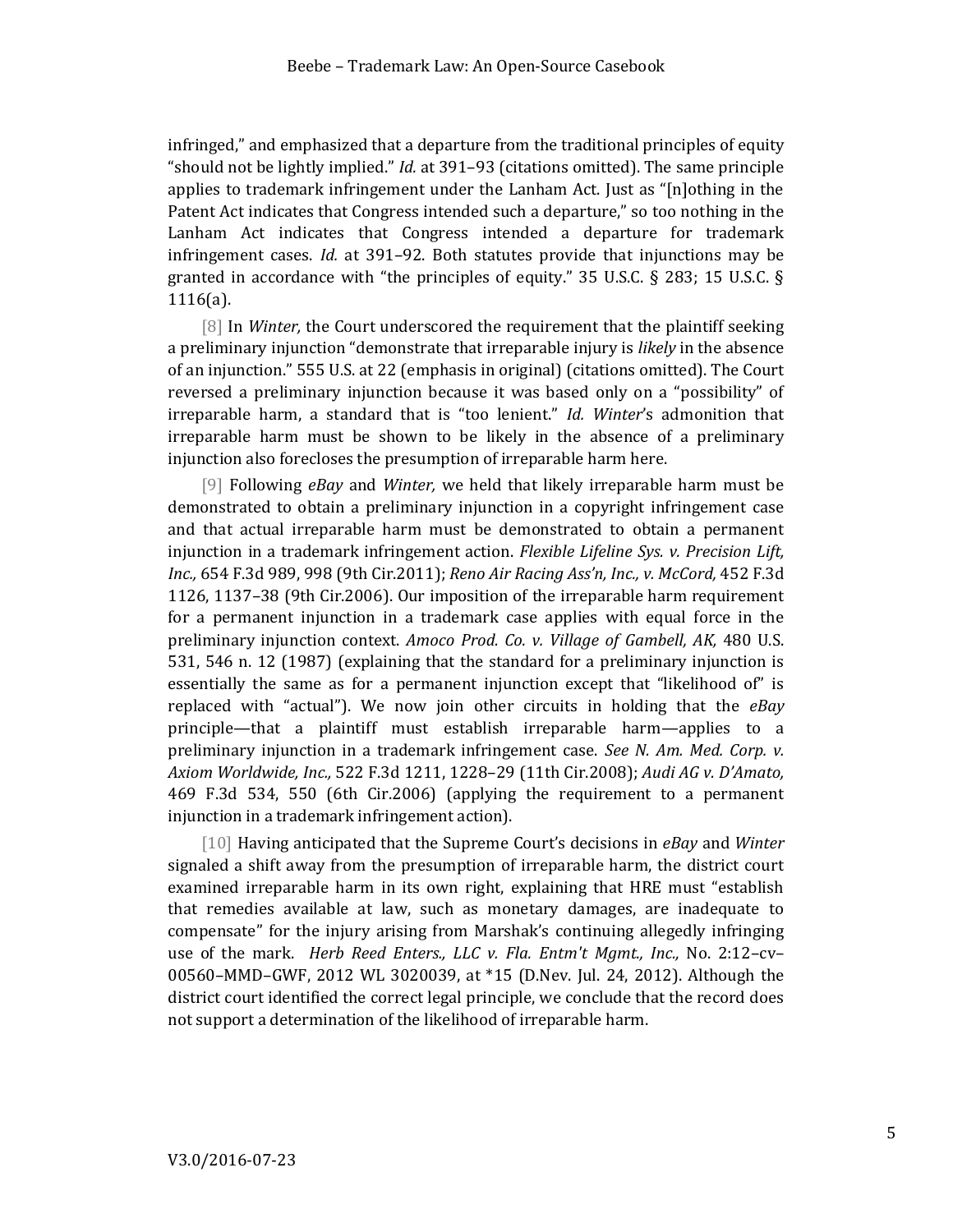infringed," and emphasized that a departure from the traditional principles of equity "should not be lightly implied." *Id.* at 391–93 (citations omitted). The same principle applies to trademark infringement under the Lanham Act. Just as "[n]othing in the Patent Act indicates that Congress intended such a departure," so too nothing in the Lanham Act indicates that Congress intended a departure for trademark infringement cases. *Id.* at 391–92. Both statutes provide that injunctions may be granted in accordance with "the principles of equity." 35 U.S.C. § 283; 15 U.S.C. § 1116(a).

[8] In *Winter,* the Court underscored the requirement that the plaintiff seeking a preliminary injunction "demonstrate that irreparable injury is *likely* in the absence of an injunction." 555 U.S. at 22 (emphasis in original) (citations omitted). The Court reversed a preliminary injunction because it was based only on a "possibility" of irreparable harm, a standard that is "too lenient." *Id. Winter*'s admonition that irreparable harm must be shown to be likely in the absence of a preliminary injunction also forecloses the presumption of irreparable harm here.

[9] Following *eBay* and *Winter,* we held that likely irreparable harm must be demonstrated to obtain a preliminary injunction in a copyright infringement case and that actual irreparable harm must be demonstrated to obtain a permanent injunction in a trademark infringement action. *Flexible Lifeline Sys. v. Precision Lift, Inc.,* 654 F.3d 989, 998 (9th Cir.2011); *Reno Air Racing Ass'n, Inc., v. McCord,* 452 F.3d 1126, 1137–38 (9th Cir.2006). Our imposition of the irreparable harm requirement for a permanent injunction in a trademark case applies with equal force in the preliminary injunction context. *Amoco Prod. Co. v. Village of Gambell, AK,* 480 U.S. 531, 546 n. 12 (1987) (explaining that the standard for a preliminary injunction is essentially the same as for a permanent injunction except that "likelihood of" is replaced with "actual"). We now join other circuits in holding that the *eBay* principle—that a plaintiff must establish irreparable harm—applies to a preliminary injunction in a trademark infringement case. *See N. Am. Med. Corp. v. Axiom Worldwide, Inc.,* 522 F.3d 1211, 1228–29 (11th Cir.2008); *Audi AG v. D'Amato,* 469 F.3d 534, 550 (6th Cir.2006) (applying the requirement to a permanent injunction in a trademark infringement action).

[10] Having anticipated that the Supreme Court's decisions in *eBay* and *Winter* signaled a shift away from the presumption of irreparable harm, the district court examined irreparable harm in its own right, explaining that HRE must "establish that remedies available at law, such as monetary damages, are inadequate to compensate" for the injury arising from Marshak's continuing allegedly infringing use of the mark. *Herb Reed Enters., LLC v. Fla. Entm't Mgmt., Inc.,* No. 2:12–cv–00560–MMD–GWF, 2012 WL 3020039, at *15 (D.Nev. Jul. 24, 2012). Although the district court identified the correct legal principle, we conclude that the record does not support a determination of the likelihood of irreparable harm.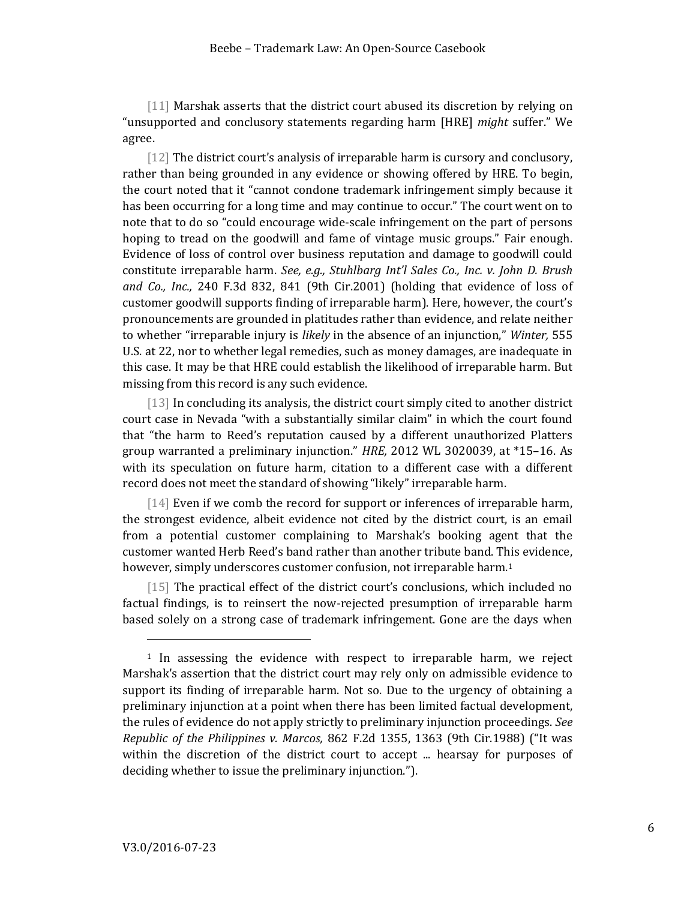[11] Marshak asserts that the district court abused its discretion by relying on "unsupported and conclusory statements regarding harm [HRE] *might* suffer." We agree.

[12] The district court's analysis of irreparable harm is cursory and conclusory, rather than being grounded in any evidence or showing offered by HRE. To begin, the court noted that it "cannot condone trademark infringement simply because it has been occurring for a long time and may continue to occur." The court went on to note that to do so "could encourage wide-scale infringement on the part of persons hoping to tread on the goodwill and fame of vintage music groups." Fair enough. Evidence of loss of control over business reputation and damage to goodwill could constitute irreparable harm. *See, e.g., Stuhlbarg Int'l Sales Co., Inc. v. John D. Brush and Co., Inc.,* 240 F.3d 832, 841 (9th Cir.2001) (holding that evidence of loss of customer goodwill supports finding of irreparable harm). Here, however, the court's pronouncements are grounded in platitudes rather than evidence, and relate neither to whether "irreparable injury is *likely* in the absence of an injunction," *Winter,* 555 U.S. at 22, nor to whether legal remedies, such as money damages, are inadequate in this case. It may be that HRE could establish the likelihood of irreparable harm. But missing from this record is any such evidence.

[13] In concluding its analysis, the district court simply cited to another district court case in Nevada "with a substantially similar claim" in which the court found that "the harm to Reed's reputation caused by a different unauthorized Platters group warranted a preliminary injunction." *HRE,* 2012 WL 3020039, at *15–16. As with its speculation on future harm, citation to a different case with a different record does not meet the standard of showing "likely" irreparable harm.

[14] Even if we comb the record for support or inferences of irreparable harm, the strongest evidence, albeit evidence not cited by the district court, is an email from a potential customer complaining to Marshak's booking agent that the customer wanted Herb Reed's band rather than another tribute band. This evidence, however, simply underscores customer confusion, not irreparable harm.[1]

[15] The practical effect of the district court's conclusions, which included no factual findings, is to reinsert the now-rejected presumption of irreparable harm based solely on a strong case of trademark infringement. Gone are the days when

[1] In assessing the evidence with respect to irreparable harm, we reject Marshak's assertion that the district court may rely only on admissible evidence to support its finding of irreparable harm. Not so. Due to the urgency of obtaining a preliminary injunction at a point when there has been limited factual development, the rules of evidence do not apply strictly to preliminary injunction proceedings. *See Republic of the Philippines v. Marcos,* 862 F.2d 1355, 1363 (9th Cir.1988) ("It was within the discretion of the district court to accept ... hearsay for purposes of deciding whether to issue the preliminary injunction.").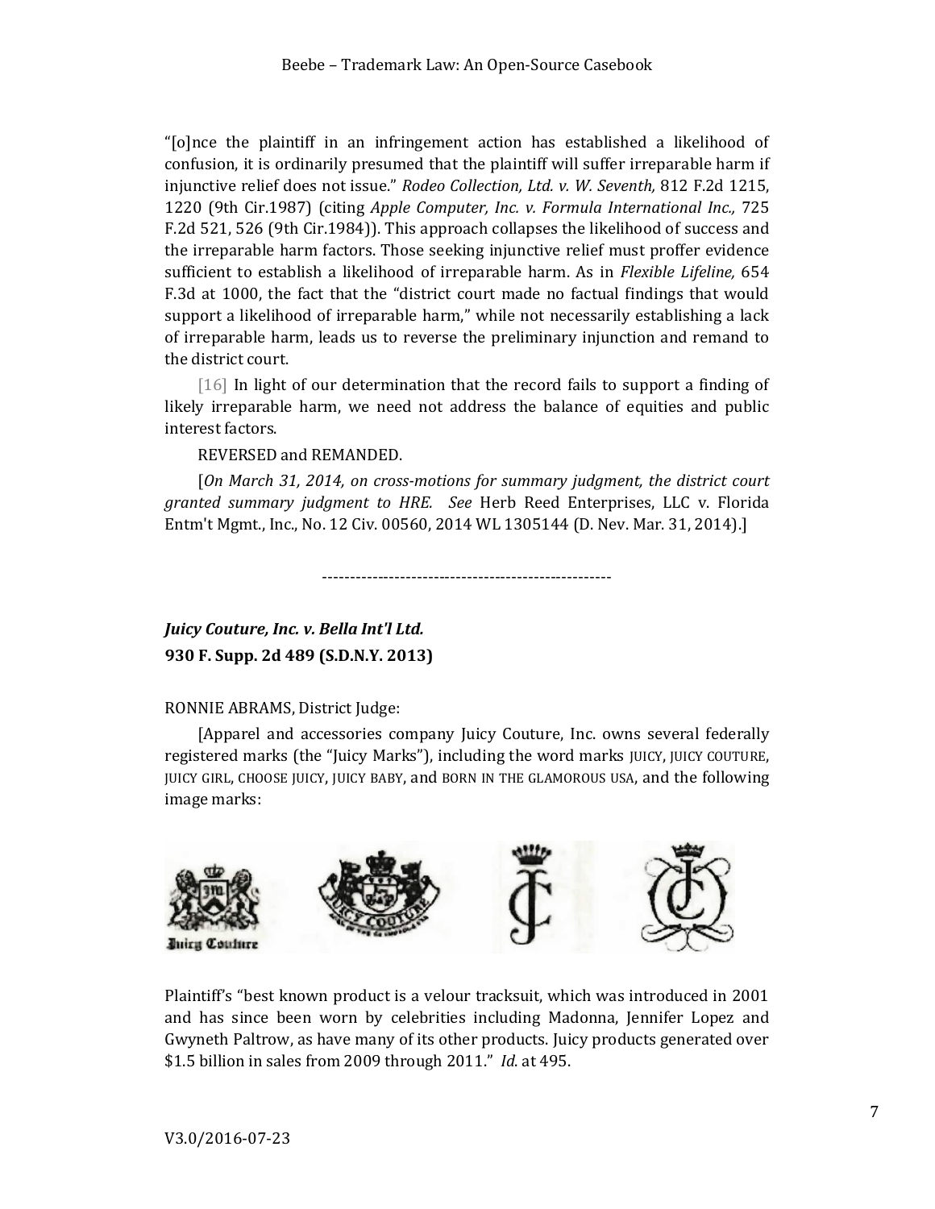"[o]nce the plaintiff in an infringement action has established a likelihood of confusion, it is ordinarily presumed that the plaintiff will suffer irreparable harm if injunctive relief does not issue." *Rodeo Collection, Ltd. v. W. Seventh,* 812 F.2d 1215, 1220 (9th Cir.1987) (citing *Apple Computer, Inc. v. Formula International Inc.,* 725 F.2d 521, 526 (9th Cir.1984)). This approach collapses the likelihood of success and the irreparable harm factors. Those seeking injunctive relief must proffer evidence sufficient to establish a likelihood of irreparable harm. As in *Flexible Lifeline,* 654 F.3d at 1000, the fact that the "district court made no factual findings that would support a likelihood of irreparable harm," while not necessarily establishing a lack of irreparable harm, leads us to reverse the preliminary injunction and remand to the district court.

[16] In light of our determination that the record fails to support a finding of likely irreparable harm, we need not address the balance of equities and public interest factors.

REVERSED and REMANDED.

[*On March 31, 2014, on cross-motions for summary judgment, the district court granted summary judgment to HRE. See* Herb Reed Enterprises, LLC v. Florida Entm't Mgmt., Inc., No. 12 Civ. 00560, 2014 WL 1305144 (D. Nev. Mar. 31, 2014).]

---

***Juicy Couture, Inc. v. Bella Int'l Ltd.***
**930 F. Supp. 2d 489 (S.D.N.Y. 2013)**

RONNIE ABRAMS, District Judge:

[Apparel and accessories company Juicy Couture, Inc. owns several federally registered marks (the "Juicy Marks"), including the word marks JUICY, JUICY COUTURE, JUICY GIRL, CHOOSE JUICY, JUICY BABY, and BORN IN THE GLAMOROUS USA, and the following image marks:

Plaintiff's "best known product is a velour tracksuit, which was introduced in 2001 and has since been worn by celebrities including Madonna, Jennifer Lopez and Gwyneth Paltrow, as have many of its other products. Juicy products generated over $1.5 billion in sales from 2009 through 2011." *Id*. at 495.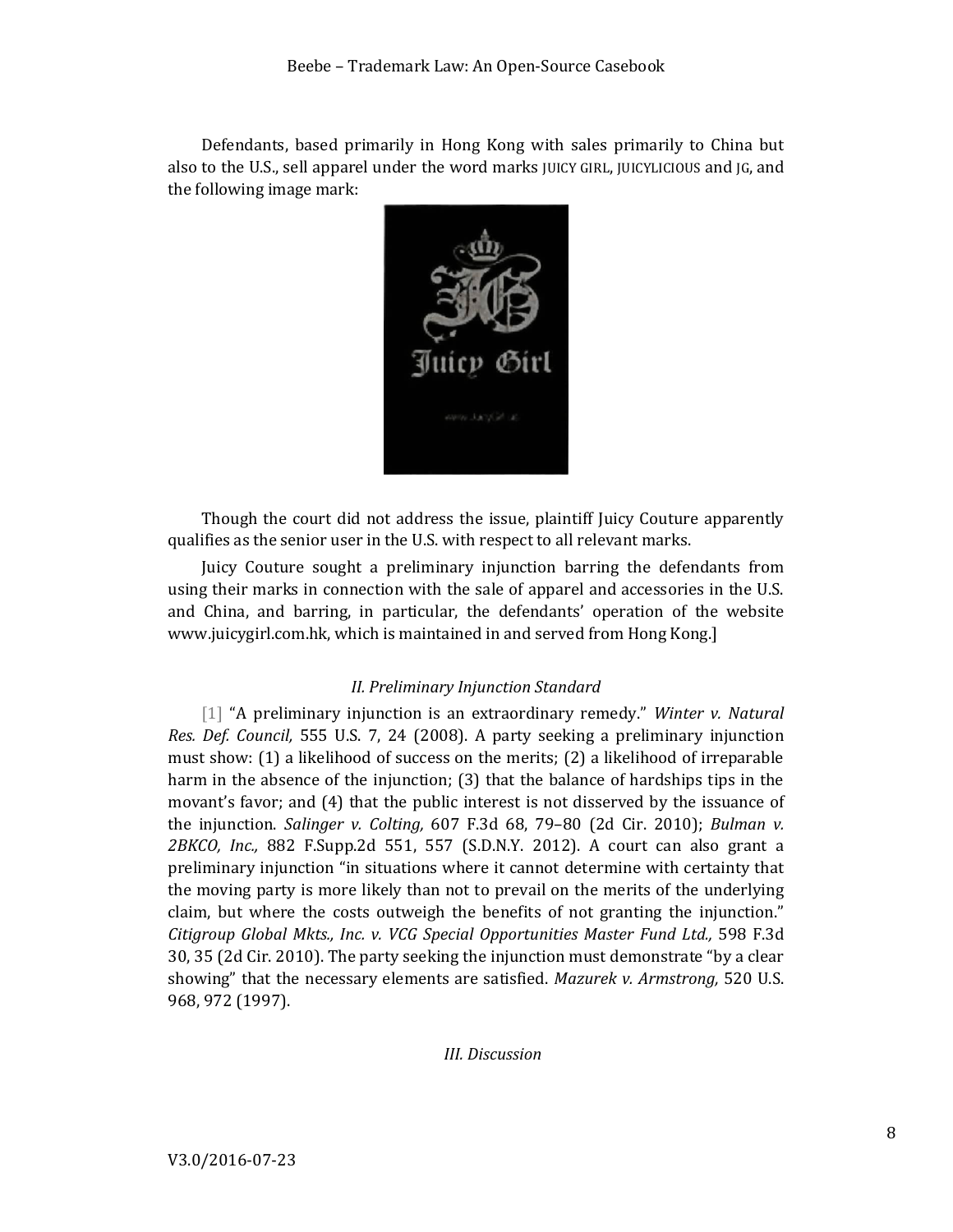Defendants, based primarily in Hong Kong with sales primarily to China but also to the U.S., sell apparel under the word marks JUICY GIRL, JUICYLICIOUS and JG, and the following image mark:

Though the court did not address the issue, plaintiff Juicy Couture apparently qualifies as the senior user in the U.S. with respect to all relevant marks.

Juicy Couture sought a preliminary injunction barring the defendants from using their marks in connection with the sale of apparel and accessories in the U.S. and China, and barring, in particular, the defendants' operation of the website www.juicygirl.com.hk, which is maintained in and served from Hong Kong.]

*II. Preliminary Injunction Standard*

[1] "A preliminary injunction is an extraordinary remedy." *Winter v. Natural Res. Def. Council,* 555 U.S. 7, 24 (2008). A party seeking a preliminary injunction must show: (1) a likelihood of success on the merits; (2) a likelihood of irreparable harm in the absence of the injunction; (3) that the balance of hardships tips in the movant's favor; and (4) that the public interest is not disserved by the issuance of the injunction. *Salinger v. Colting,* 607 F.3d 68, 79–80 (2d Cir. 2010); *Bulman v. 2BKCO, Inc.,* 882 F.Supp.2d 551, 557 (S.D.N.Y. 2012). A court can also grant a preliminary injunction "in situations where it cannot determine with certainty that the moving party is more likely than not to prevail on the merits of the underlying claim, but where the costs outweigh the benefits of not granting the injunction." *Citigroup Global Mkts., Inc. v. VCG Special Opportunities Master Fund Ltd.,* 598 F.3d 30, 35 (2d Cir. 2010). The party seeking the injunction must demonstrate "by a clear showing" that the necessary elements are satisfied. *Mazurek v. Armstrong,* 520 U.S. 968, 972 (1997).

*III. Discussion*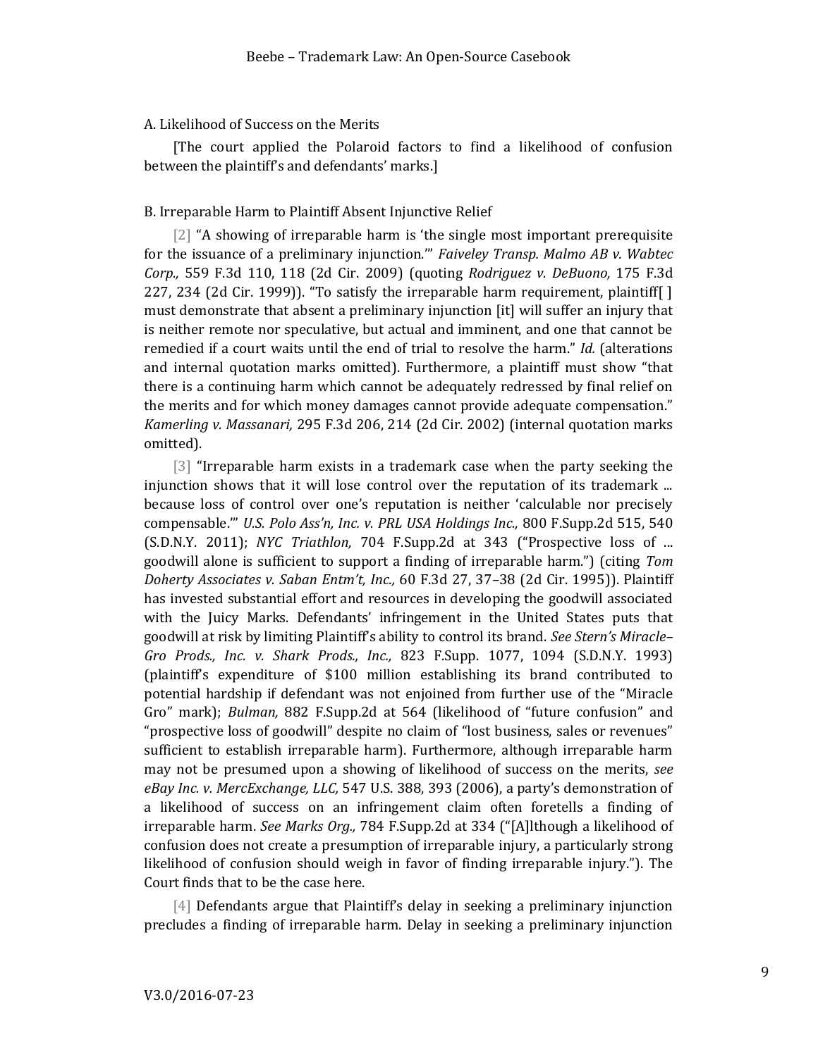A. Likelihood of Success on the Merits

[The court applied the Polaroid factors to find a likelihood of confusion between the plaintiff's and defendants' marks.]

B. Irreparable Harm to Plaintiff Absent Injunctive Relief

[2] "A showing of irreparable harm is 'the single most important prerequisite for the issuance of a preliminary injunction.'" *Faiveley Transp. Malmo AB v. Wabtec Corp.,* 559 F.3d 110, 118 (2d Cir. 2009) (quoting *Rodriguez v. DeBuono,* 175 F.3d 227, 234 (2d Cir. 1999)). "To satisfy the irreparable harm requirement, plaintiff[ ] must demonstrate that absent a preliminary injunction [it] will suffer an injury that is neither remote nor speculative, but actual and imminent, and one that cannot be remedied if a court waits until the end of trial to resolve the harm." *Id.* (alterations and internal quotation marks omitted). Furthermore, a plaintiff must show "that there is a continuing harm which cannot be adequately redressed by final relief on the merits and for which money damages cannot provide adequate compensation." *Kamerling v. Massanari,* 295 F.3d 206, 214 (2d Cir. 2002) (internal quotation marks omitted).

[3] "Irreparable harm exists in a trademark case when the party seeking the injunction shows that it will lose control over the reputation of its trademark ... because loss of control over one's reputation is neither 'calculable nor precisely compensable.'" *U.S. Polo Ass'n, Inc. v. PRL USA Holdings Inc.,* 800 F.Supp.2d 515, 540 (S.D.N.Y. 2011); *NYC Triathlon,* 704 F.Supp.2d at 343 ("Prospective loss of ... goodwill alone is sufficient to support a finding of irreparable harm.") (citing *Tom Doherty Associates v. Saban Entm't, Inc.,* 60 F.3d 27, 37–38 (2d Cir. 1995)). Plaintiff has invested substantial effort and resources in developing the goodwill associated with the Juicy Marks. Defendants' infringement in the United States puts that goodwill at risk by limiting Plaintiff's ability to control its brand. *See Stern's Miracle–Gro Prods., Inc. v. Shark Prods., Inc.,* 823 F.Supp. 1077, 1094 (S.D.N.Y. 1993) (plaintiff's expenditure of $100 million establishing its brand contributed to potential hardship if defendant was not enjoined from further use of the "Miracle Gro" mark); *Bulman,* 882 F.Supp.2d at 564 (likelihood of "future confusion" and "prospective loss of goodwill" despite no claim of "lost business, sales or revenues" sufficient to establish irreparable harm). Furthermore, although irreparable harm may not be presumed upon a showing of likelihood of success on the merits, *see eBay Inc. v. MercExchange, LLC,* 547 U.S. 388, 393 (2006), a party's demonstration of a likelihood of success on an infringement claim often foretells a finding of irreparable harm. *See Marks Org.,* 784 F.Supp.2d at 334 ("[A]lthough a likelihood of confusion does not create a presumption of irreparable injury, a particularly strong likelihood of confusion should weigh in favor of finding irreparable injury."). The Court finds that to be the case here.

[4] Defendants argue that Plaintiff's delay in seeking a preliminary injunction precludes a finding of irreparable harm. Delay in seeking a preliminary injunction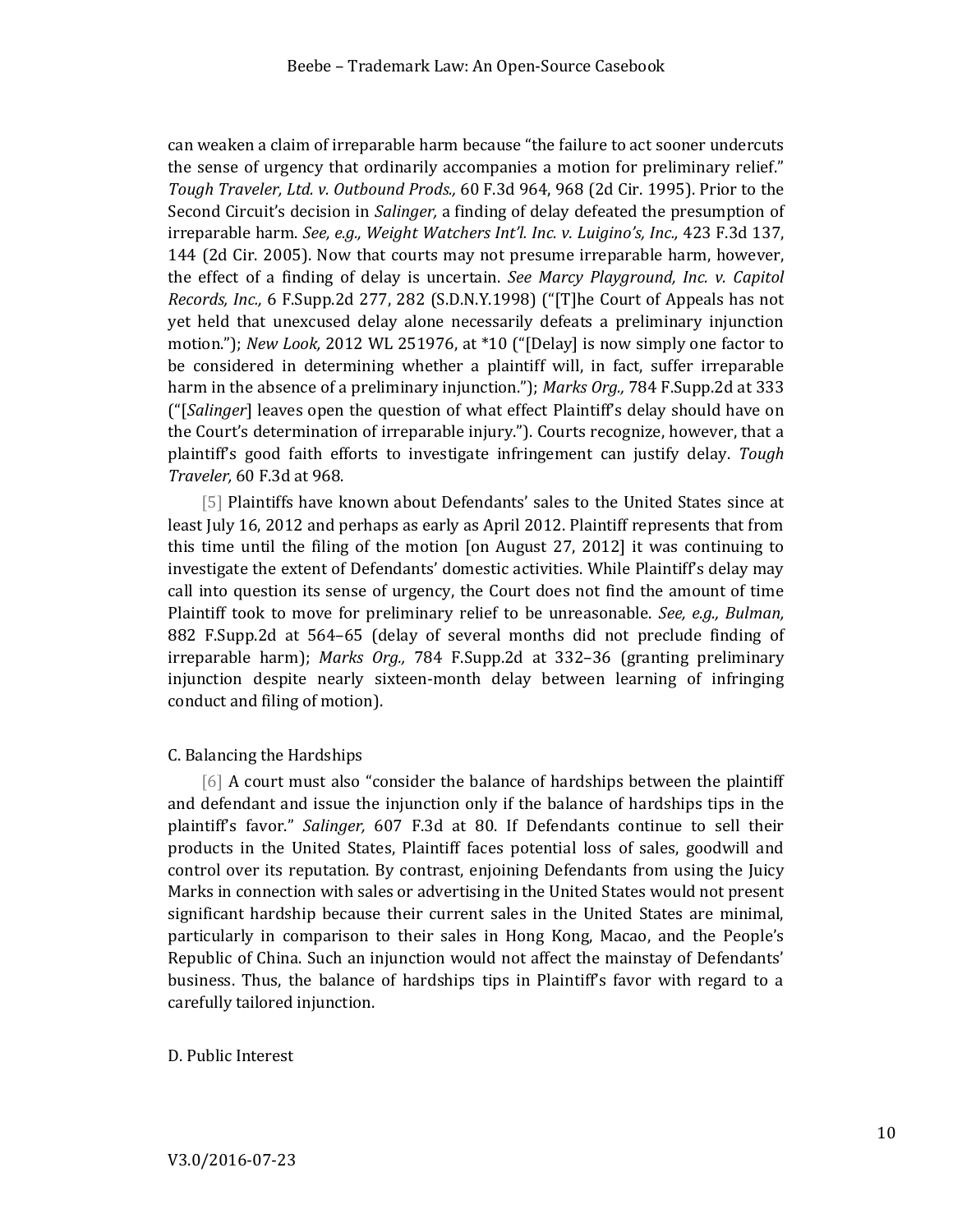can weaken a claim of irreparable harm because "the failure to act sooner undercuts the sense of urgency that ordinarily accompanies a motion for preliminary relief." *Tough Traveler, Ltd. v. Outbound Prods.,* 60 F.3d 964, 968 (2d Cir. 1995). Prior to the Second Circuit's decision in *Salinger,* a finding of delay defeated the presumption of irreparable harm. *See, e.g., Weight Watchers Int'l. Inc. v. Luigino's, Inc.,* 423 F.3d 137, 144 (2d Cir. 2005). Now that courts may not presume irreparable harm, however, the effect of a finding of delay is uncertain. *See Marcy Playground, Inc. v. Capitol Records, Inc.,* 6 F.Supp.2d 277, 282 (S.D.N.Y.1998) ("[T]he Court of Appeals has not yet held that unexcused delay alone necessarily defeats a preliminary injunction motion."); *New Look,* 2012 WL 251976, at *10 ("[Delay] is now simply one factor to be considered in determining whether a plaintiff will, in fact, suffer irreparable harm in the absence of a preliminary injunction."); *Marks Org.,* 784 F.Supp.2d at 333 ("[*Salinger*] leaves open the question of what effect Plaintiff's delay should have on the Court's determination of irreparable injury."). Courts recognize, however, that a plaintiff's good faith efforts to investigate infringement can justify delay. *Tough Traveler,* 60 F.3d at 968.

[5] Plaintiffs have known about Defendants' sales to the United States since at least July 16, 2012 and perhaps as early as April 2012. Plaintiff represents that from this time until the filing of the motion [on August 27, 2012] it was continuing to investigate the extent of Defendants' domestic activities. While Plaintiff's delay may call into question its sense of urgency, the Court does not find the amount of time Plaintiff took to move for preliminary relief to be unreasonable. *See, e.g., Bulman,* 882 F.Supp.2d at 564–65 (delay of several months did not preclude finding of irreparable harm); *Marks Org.,* 784 F.Supp.2d at 332–36 (granting preliminary injunction despite nearly sixteen-month delay between learning of infringing conduct and filing of motion).

C. Balancing the Hardships

[6] A court must also "consider the balance of hardships between the plaintiff and defendant and issue the injunction only if the balance of hardships tips in the plaintiff's favor." *Salinger,* 607 F.3d at 80. If Defendants continue to sell their products in the United States, Plaintiff faces potential loss of sales, goodwill and control over its reputation. By contrast, enjoining Defendants from using the Juicy Marks in connection with sales or advertising in the United States would not present significant hardship because their current sales in the United States are minimal, particularly in comparison to their sales in Hong Kong, Macao, and the People's Republic of China. Such an injunction would not affect the mainstay of Defendants' business. Thus, the balance of hardships tips in Plaintiff's favor with regard to a carefully tailored injunction.

D. Public Interest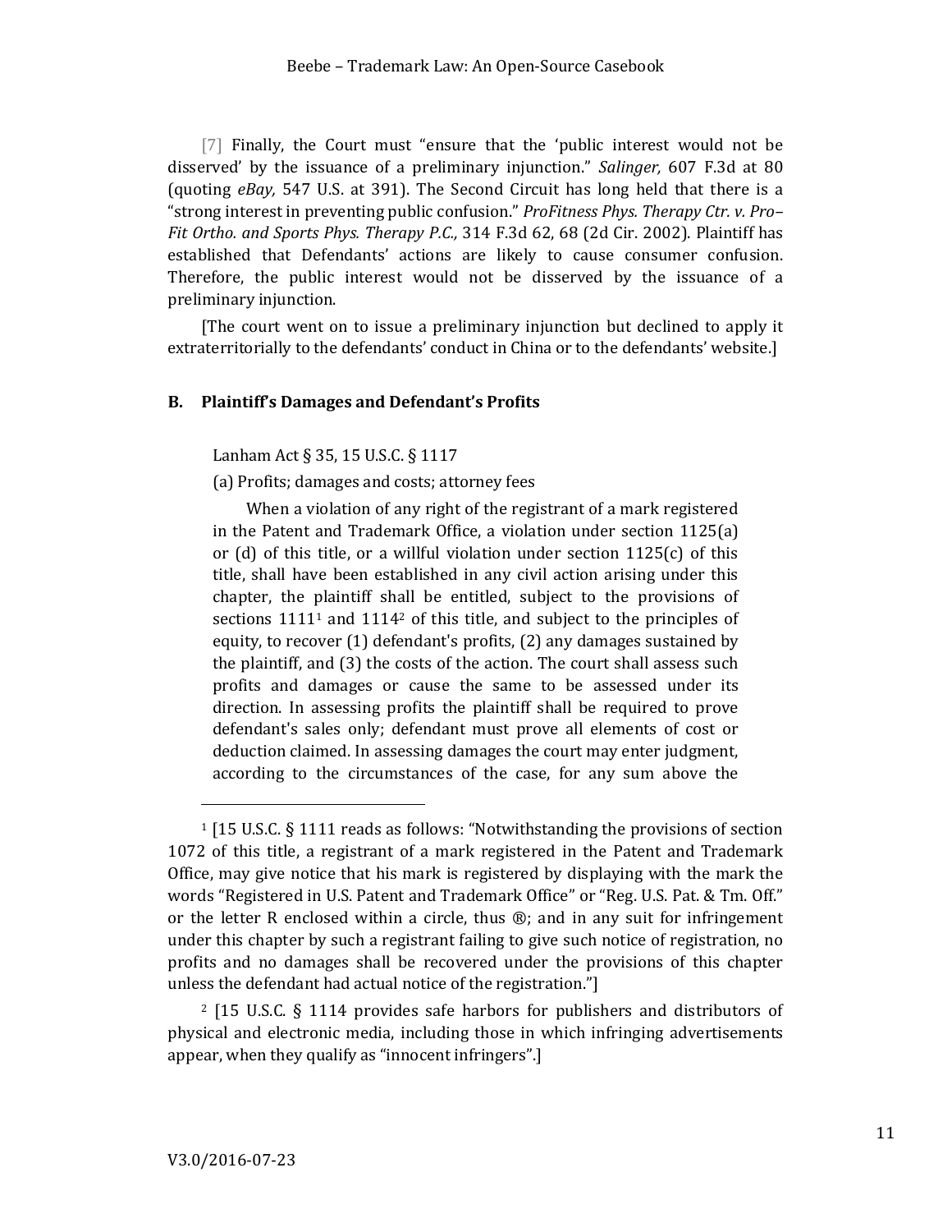[7] Finally, the Court must "ensure that the 'public interest would not be disserved' by the issuance of a preliminary injunction." *Salinger,* 607 F.3d at 80 (quoting *eBay,* 547 U.S. at 391). The Second Circuit has long held that there is a "strong interest in preventing public confusion." *ProFitness Phys. Therapy Ctr. v. Pro–Fit Ortho. and Sports Phys. Therapy P.C.,* 314 F.3d 62, 68 (2d Cir. 2002). Plaintiff has established that Defendants' actions are likely to cause consumer confusion. Therefore, the public interest would not be disserved by the issuance of a preliminary injunction.

[The court went on to issue a preliminary injunction but declined to apply it extraterritorially to the defendants' conduct in China or to the defendants' website.]

### B. Plaintiff's Damages and Defendant's Profits

> Lanham Act § 35, 15 U.S.C. § 1117
>
> (a) Profits; damages and costs; attorney fees
>
> When a violation of any right of the registrant of a mark registered in the Patent and Trademark Office, a violation under section 1125(a) or (d) of this title, or a willful violation under section 1125(c) of this title, shall have been established in any civil action arising under this chapter, the plaintiff shall be entitled, subject to the provisions of sections 1111[1] and 1114[2] of this title, and subject to the principles of equity, to recover (1) defendant's profits, (2) any damages sustained by the plaintiff, and (3) the costs of the action. The court shall assess such profits and damages or cause the same to be assessed under its direction. In assessing profits the plaintiff shall be required to prove defendant's sales only; defendant must prove all elements of cost or deduction claimed. In assessing damages the court may enter judgment, according to the circumstances of the case, for any sum above the

---

[1] [15 U.S.C. § 1111 reads as follows: "Notwithstanding the provisions of section 1072 of this title, a registrant of a mark registered in the Patent and Trademark Office, may give notice that his mark is registered by displaying with the mark the words "Registered in U.S. Patent and Trademark Office" or "Reg. U.S. Pat. & Tm. Off." or the letter R enclosed within a circle, thus ®; and in any suit for infringement under this chapter by such a registrant failing to give such notice of registration, no profits and no damages shall be recovered under the provisions of this chapter unless the defendant had actual notice of the registration."]

[2] [15 U.S.C. § 1114 provides safe harbors for publishers and distributors of physical and electronic media, including those in which infringing advertisements appear, when they qualify as "innocent infringers".]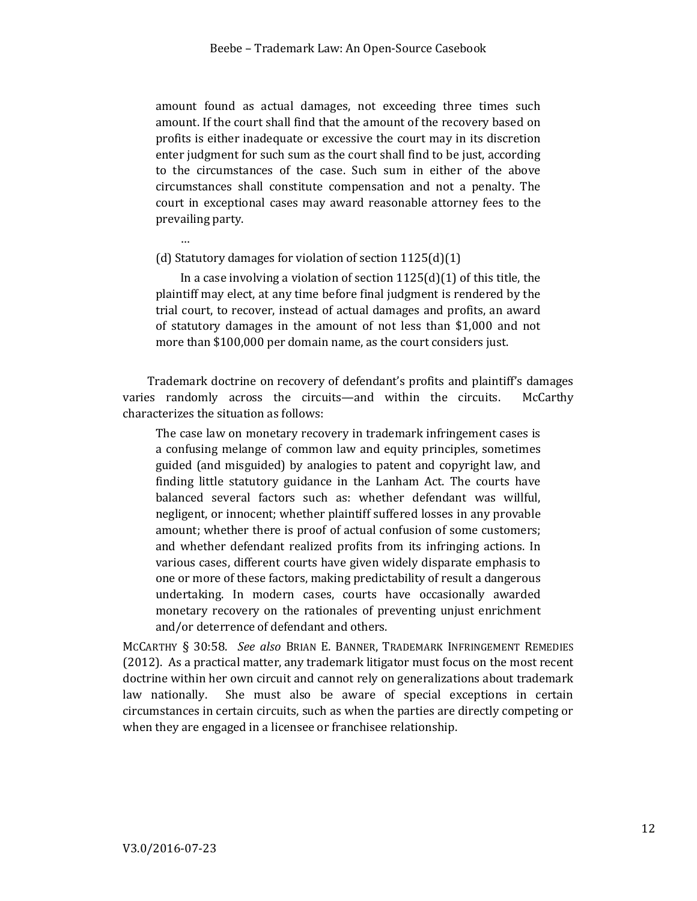> amount found as actual damages, not exceeding three times such amount. If the court shall find that the amount of the recovery based on profits is either inadequate or excessive the court may in its discretion enter judgment for such sum as the court shall find to be just, according to the circumstances of the case. Such sum in either of the above circumstances shall constitute compensation and not a penalty. The court in exceptional cases may award reasonable attorney fees to the prevailing party.
>
> …
>
> (d) Statutory damages for violation of section 1125(d)(1)
>
> In a case involving a violation of section 1125(d)(1) of this title, the plaintiff may elect, at any time before final judgment is rendered by the trial court, to recover, instead of actual damages and profits, an award of statutory damages in the amount of not less than $1,000 and not more than $100,000 per domain name, as the court considers just.

Trademark doctrine on recovery of defendant's profits and plaintiff's damages varies randomly across the circuits—and within the circuits. McCarthy characterizes the situation as follows:

> The case law on monetary recovery in trademark infringement cases is a confusing melange of common law and equity principles, sometimes guided (and misguided) by analogies to patent and copyright law, and finding little statutory guidance in the Lanham Act. The courts have balanced several factors such as: whether defendant was willful, negligent, or innocent; whether plaintiff suffered losses in any provable amount; whether there is proof of actual confusion of some customers; and whether defendant realized profits from its infringing actions. In various cases, different courts have given widely disparate emphasis to one or more of these factors, making predictability of result a dangerous undertaking. In modern cases, courts have occasionally awarded monetary recovery on the rationales of preventing unjust enrichment and/or deterrence of defendant and others.

MCCARTHY § 30:58. *See also* BRIAN E. BANNER, TRADEMARK INFRINGEMENT REMEDIES (2012). As a practical matter, any trademark litigator must focus on the most recent doctrine within her own circuit and cannot rely on generalizations about trademark law nationally. She must also be aware of special exceptions in certain circumstances in certain circuits, such as when the parties are directly competing or when they are engaged in a licensee or franchisee relationship.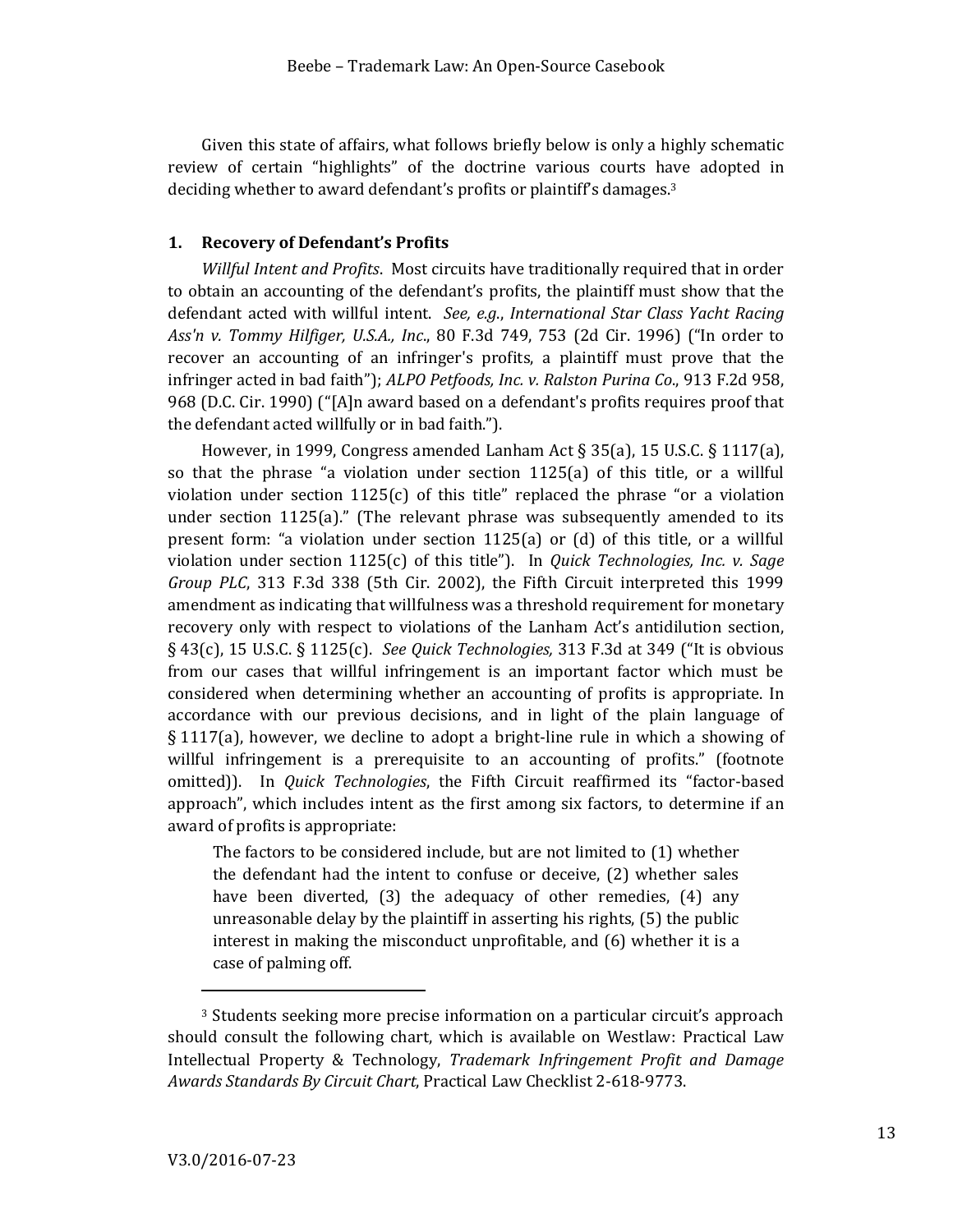Given this state of affairs, what follows briefly below is only a highly schematic review of certain "highlights" of the doctrine various courts have adopted in deciding whether to award defendant's profits or plaintiff's damages.[3]

### 1. Recovery of Defendant's Profits

*Willful Intent and Profits*. Most circuits have traditionally required that in order to obtain an accounting of the defendant's profits, the plaintiff must show that the defendant acted with willful intent. *See, e.g.*, *International Star Class Yacht Racing Ass'n v. Tommy Hilfiger, U.S.A., Inc*., 80 F.3d 749, 753 (2d Cir. 1996) ("In order to recover an accounting of an infringer's profits, a plaintiff must prove that the infringer acted in bad faith"); *ALPO Petfoods, Inc. v. Ralston Purina Co*., 913 F.2d 958, 968 (D.C. Cir. 1990) ("[A]n award based on a defendant's profits requires proof that the defendant acted willfully or in bad faith.").

However, in 1999, Congress amended Lanham Act § 35(a), 15 U.S.C. § 1117(a), so that the phrase "a violation under section 1125(a) of this title, or a willful violation under section 1125(c) of this title" replaced the phrase "or a violation under section 1125(a)." (The relevant phrase was subsequently amended to its present form: "a violation under section 1125(a) or (d) of this title, or a willful violation under section 1125(c) of this title"). In *Quick Technologies, Inc. v. Sage Group PLC*, 313 F.3d 338 (5th Cir. 2002), the Fifth Circuit interpreted this 1999 amendment as indicating that willfulness was a threshold requirement for monetary recovery only with respect to violations of the Lanham Act's antidilution section, § 43(c), 15 U.S.C. § 1125(c). *See Quick Technologies,* 313 F.3d at 349 ("It is obvious from our cases that willful infringement is an important factor which must be considered when determining whether an accounting of profits is appropriate. In accordance with our previous decisions, and in light of the plain language of § 1117(a), however, we decline to adopt a bright-line rule in which a showing of willful infringement is a prerequisite to an accounting of profits." (footnote omitted)). In *Quick Technologies*, the Fifth Circuit reaffirmed its "factor-based approach", which includes intent as the first among six factors, to determine if an award of profits is appropriate:

> The factors to be considered include, but are not limited to (1) whether the defendant had the intent to confuse or deceive, (2) whether sales have been diverted, (3) the adequacy of other remedies, (4) any unreasonable delay by the plaintiff in asserting his rights, (5) the public interest in making the misconduct unprofitable, and (6) whether it is a case of palming off.

---

[3] Students seeking more precise information on a particular circuit's approach should consult the following chart, which is available on Westlaw: Practical Law Intellectual Property & Technology, *Trademark Infringement Profit and Damage Awards Standards By Circuit Chart*, Practical Law Checklist 2-618-9773.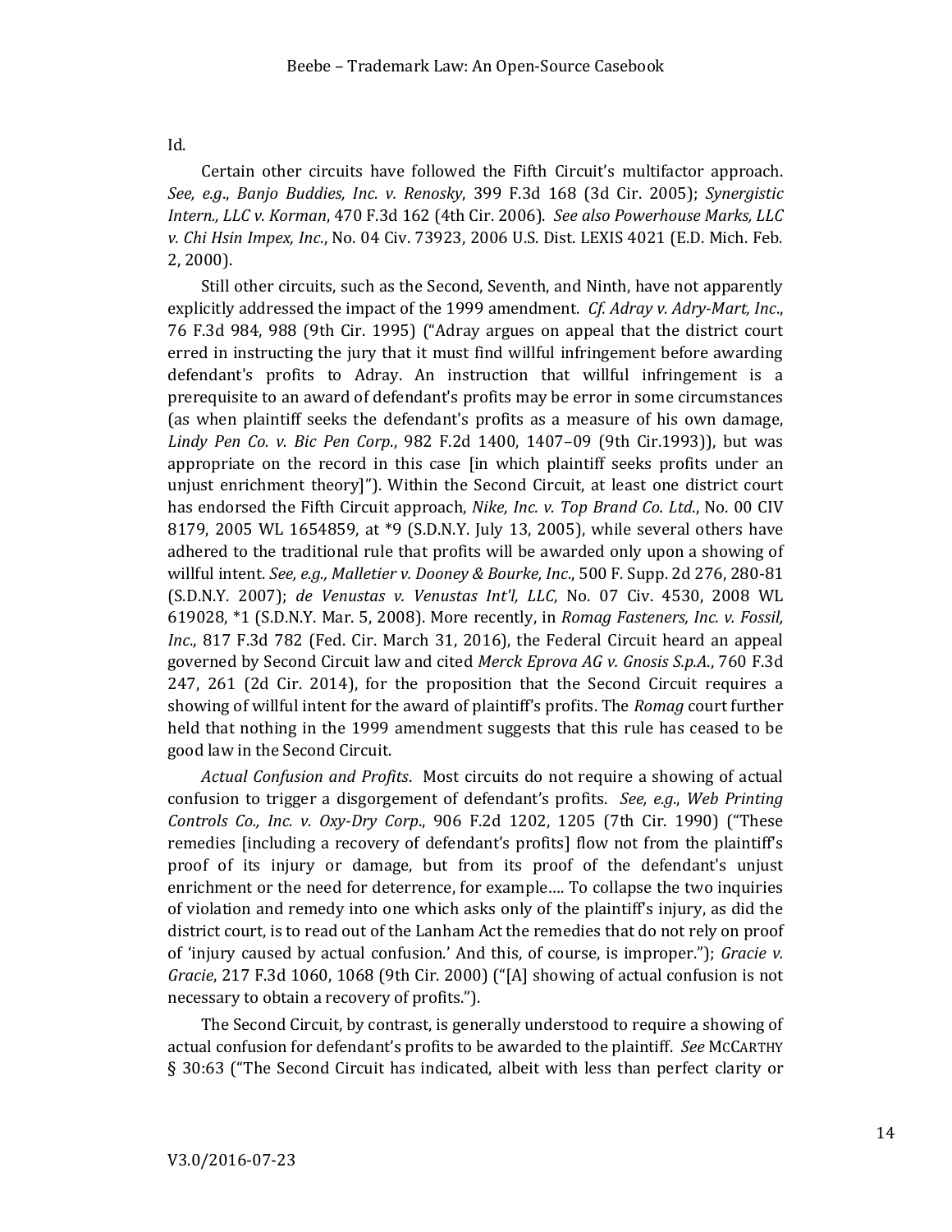Id.

Certain other circuits have followed the Fifth Circuit's multifactor approach. *See, e.g.*, *Banjo Buddies, Inc. v. Renosky*, 399 F.3d 168 (3d Cir. 2005); *Synergistic Intern., LLC v. Korman*, 470 F.3d 162 (4th Cir. 2006). *See also Powerhouse Marks, LLC v. Chi Hsin Impex, Inc.*, No. 04 Civ. 73923, 2006 U.S. Dist. LEXIS 4021 (E.D. Mich. Feb. 2, 2000).

Still other circuits, such as the Second, Seventh, and Ninth, have not apparently explicitly addressed the impact of the 1999 amendment. *Cf. Adray v. Adry-Mart, Inc.*, 76 F.3d 984, 988 (9th Cir. 1995) ("Adray argues on appeal that the district court erred in instructing the jury that it must find willful infringement before awarding defendant's profits to Adray. An instruction that willful infringement is a prerequisite to an award of defendant's profits may be error in some circumstances (as when plaintiff seeks the defendant's profits as a measure of his own damage, *Lindy Pen Co. v. Bic Pen Corp.*, 982 F.2d 1400, 1407–09 (9th Cir.1993)), but was appropriate on the record in this case [in which plaintiff seeks profits under an unjust enrichment theory]"). Within the Second Circuit, at least one district court has endorsed the Fifth Circuit approach, *Nike, Inc. v. Top Brand Co. Ltd.*, No. 00 CIV 8179, 2005 WL 1654859, at *9 (S.D.N.Y. July 13, 2005), while several others have adhered to the traditional rule that profits will be awarded only upon a showing of willful intent. *See, e.g., Malletier v. Dooney & Bourke, Inc.*, 500 F. Supp. 2d 276, 280-81 (S.D.N.Y. 2007); *de Venustas v. Venustas Int'l, LLC*, No. 07 Civ. 4530, 2008 WL 619028, *1 (S.D.N.Y. Mar. 5, 2008). More recently, in *Romag Fasteners, Inc. v. Fossil, Inc.*, 817 F.3d 782 (Fed. Cir. March 31, 2016), the Federal Circuit heard an appeal governed by Second Circuit law and cited *Merck Eprova AG v. Gnosis S.p.A.*, 760 F.3d 247, 261 (2d Cir. 2014), for the proposition that the Second Circuit requires a showing of willful intent for the award of plaintiff's profits. The *Romag* court further held that nothing in the 1999 amendment suggests that this rule has ceased to be good law in the Second Circuit.

*Actual Confusion and Profits*. Most circuits do not require a showing of actual confusion to trigger a disgorgement of defendant's profits. *See, e.g.*, *Web Printing Controls Co., Inc. v. Oxy-Dry Corp.*, 906 F.2d 1202, 1205 (7th Cir. 1990) ("These remedies [including a recovery of defendant's profits] flow not from the plaintiff's proof of its injury or damage, but from its proof of the defendant's unjust enrichment or the need for deterrence, for example…. To collapse the two inquiries of violation and remedy into one which asks only of the plaintiff's injury, as did the district court, is to read out of the Lanham Act the remedies that do not rely on proof of 'injury caused by actual confusion.' And this, of course, is improper."); *Gracie v. Gracie*, 217 F.3d 1060, 1068 (9th Cir. 2000) ("[A] showing of actual confusion is not necessary to obtain a recovery of profits.").

The Second Circuit, by contrast, is generally understood to require a showing of actual confusion for defendant's profits to be awarded to the plaintiff. *See* MCCARTHY § 30:63 ("The Second Circuit has indicated, albeit with less than perfect clarity or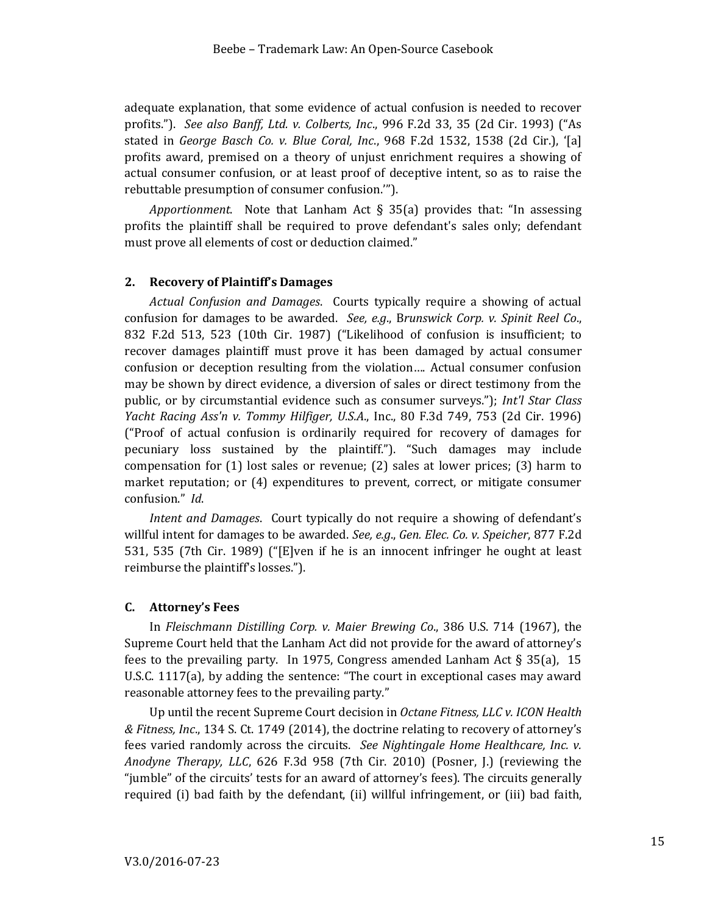adequate explanation, that some evidence of actual confusion is needed to recover profits."). *See also Banff, Ltd. v. Colberts, Inc*., 996 F.2d 33, 35 (2d Cir. 1993) ("As stated in *George Basch Co. v. Blue Coral, Inc*., 968 F.2d 1532, 1538 (2d Cir.), '[a] profits award, premised on a theory of unjust enrichment requires a showing of actual consumer confusion, or at least proof of deceptive intent, so as to raise the rebuttable presumption of consumer confusion.'").

*Apportionment*. Note that Lanham Act § 35(a) provides that: "In assessing profits the plaintiff shall be required to prove defendant's sales only; defendant must prove all elements of cost or deduction claimed."

### 2. Recovery of Plaintiff's Damages

*Actual Confusion and Damages*. Courts typically require a showing of actual confusion for damages to be awarded. *See, e.g*., B*runswick Corp. v. Spinit Reel Co*., 832 F.2d 513, 523 (10th Cir. 1987) ("Likelihood of confusion is insufficient; to recover damages plaintiff must prove it has been damaged by actual consumer confusion or deception resulting from the violation…. Actual consumer confusion may be shown by direct evidence, a diversion of sales or direct testimony from the public, or by circumstantial evidence such as consumer surveys."); *Int'l Star Class Yacht Racing Ass'n v. Tommy Hilfiger, U.S.A*., Inc., 80 F.3d 749, 753 (2d Cir. 1996) ("Proof of actual confusion is ordinarily required for recovery of damages for pecuniary loss sustained by the plaintiff."). "Such damages may include compensation for (1) lost sales or revenue; (2) sales at lower prices; (3) harm to market reputation; or (4) expenditures to prevent, correct, or mitigate consumer confusion." *Id*.

*Intent and Damages*. Court typically do not require a showing of defendant's willful intent for damages to be awarded. *See, e.g*., *Gen. Elec. Co. v. Speicher*, 877 F.2d 531, 535 (7th Cir. 1989) ("[E]ven if he is an innocent infringer he ought at least reimburse the plaintiff's losses.").

## C. Attorney's Fees

In *Fleischmann Distilling Corp. v. Maier Brewing Co*., 386 U.S. 714 (1967), the Supreme Court held that the Lanham Act did not provide for the award of attorney's fees to the prevailing party. In 1975, Congress amended Lanham Act § 35(a), 15 U.S.C. 1117(a), by adding the sentence: "The court in exceptional cases may award reasonable attorney fees to the prevailing party."

Up until the recent Supreme Court decision in *Octane Fitness, LLC v. ICON Health & Fitness, Inc*., 134 S. Ct. 1749 (2014), the doctrine relating to recovery of attorney's fees varied randomly across the circuits. *See Nightingale Home Healthcare, Inc. v. Anodyne Therapy, LLC*, 626 F.3d 958 (7th Cir. 2010) (Posner, J.) (reviewing the "jumble" of the circuits' tests for an award of attorney's fees). The circuits generally required (i) bad faith by the defendant, (ii) willful infringement, or (iii) bad faith,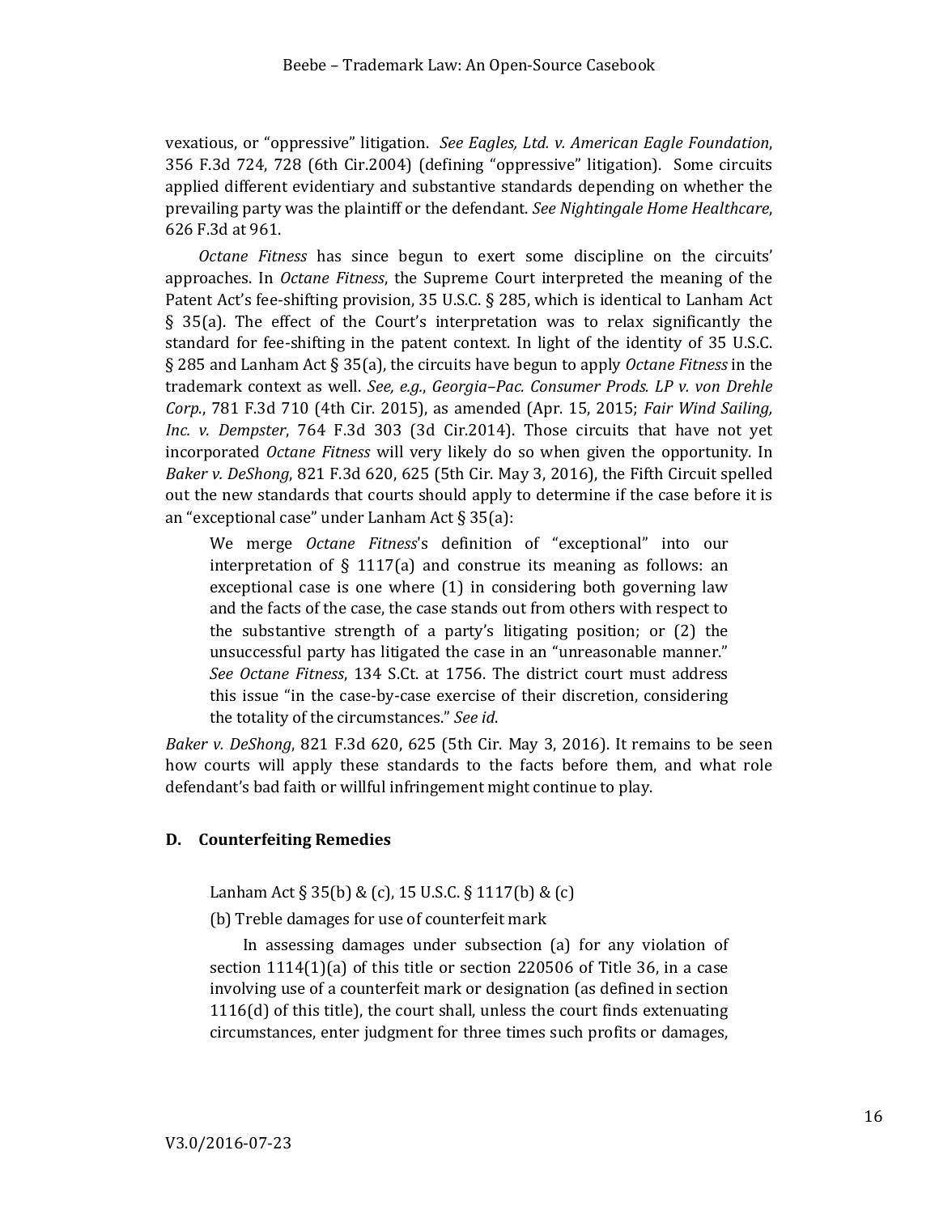vexatious, or "oppressive" litigation. *See Eagles, Ltd. v. American Eagle Foundation*, 356 F.3d 724, 728 (6th Cir.2004) (defining "oppressive" litigation). Some circuits applied different evidentiary and substantive standards depending on whether the prevailing party was the plaintiff or the defendant. *See Nightingale Home Healthcare*, 626 F.3d at 961.

*Octane Fitness* has since begun to exert some discipline on the circuits' approaches. In *Octane Fitness*, the Supreme Court interpreted the meaning of the Patent Act's fee-shifting provision, 35 U.S.C. § 285, which is identical to Lanham Act § 35(a). The effect of the Court's interpretation was to relax significantly the standard for fee-shifting in the patent context. In light of the identity of 35 U.S.C. § 285 and Lanham Act § 35(a), the circuits have begun to apply *Octane Fitness* in the trademark context as well. *See, e.g., Georgia–Pac. Consumer Prods. LP v. von Drehle Corp.*, 781 F.3d 710 (4th Cir. 2015), as amended (Apr. 15, 2015; *Fair Wind Sailing, Inc. v. Dempster*, 764 F.3d 303 (3d Cir.2014). Those circuits that have not yet incorporated *Octane Fitness* will very likely do so when given the opportunity. In *Baker v. DeShong*, 821 F.3d 620, 625 (5th Cir. May 3, 2016), the Fifth Circuit spelled out the new standards that courts should apply to determine if the case before it is an "exceptional case" under Lanham Act § 35(a):

> We merge *Octane Fitness*'s definition of "exceptional" into our interpretation of § 1117(a) and construe its meaning as follows: an exceptional case is one where (1) in considering both governing law and the facts of the case, the case stands out from others with respect to the substantive strength of a party's litigating position; or (2) the unsuccessful party has litigated the case in an "unreasonable manner." *See Octane Fitness*, 134 S.Ct. at 1756. The district court must address this issue "in the case-by-case exercise of their discretion, considering the totality of the circumstances." *See id*.

*Baker v. DeShong*, 821 F.3d 620, 625 (5th Cir. May 3, 2016). It remains to be seen how courts will apply these standards to the facts before them, and what role defendant's bad faith or willful infringement might continue to play.

### D. Counterfeiting Remedies

Lanham Act § 35(b) & (c), 15 U.S.C. § 1117(b) & (c)

(b) Treble damages for use of counterfeit mark

In assessing damages under subsection (a) for any violation of section 1114(1)(a) of this title or section 220506 of Title 36, in a case involving use of a counterfeit mark or designation (as defined in section 1116(d) of this title), the court shall, unless the court finds extenuating circumstances, enter judgment for three times such profits or damages,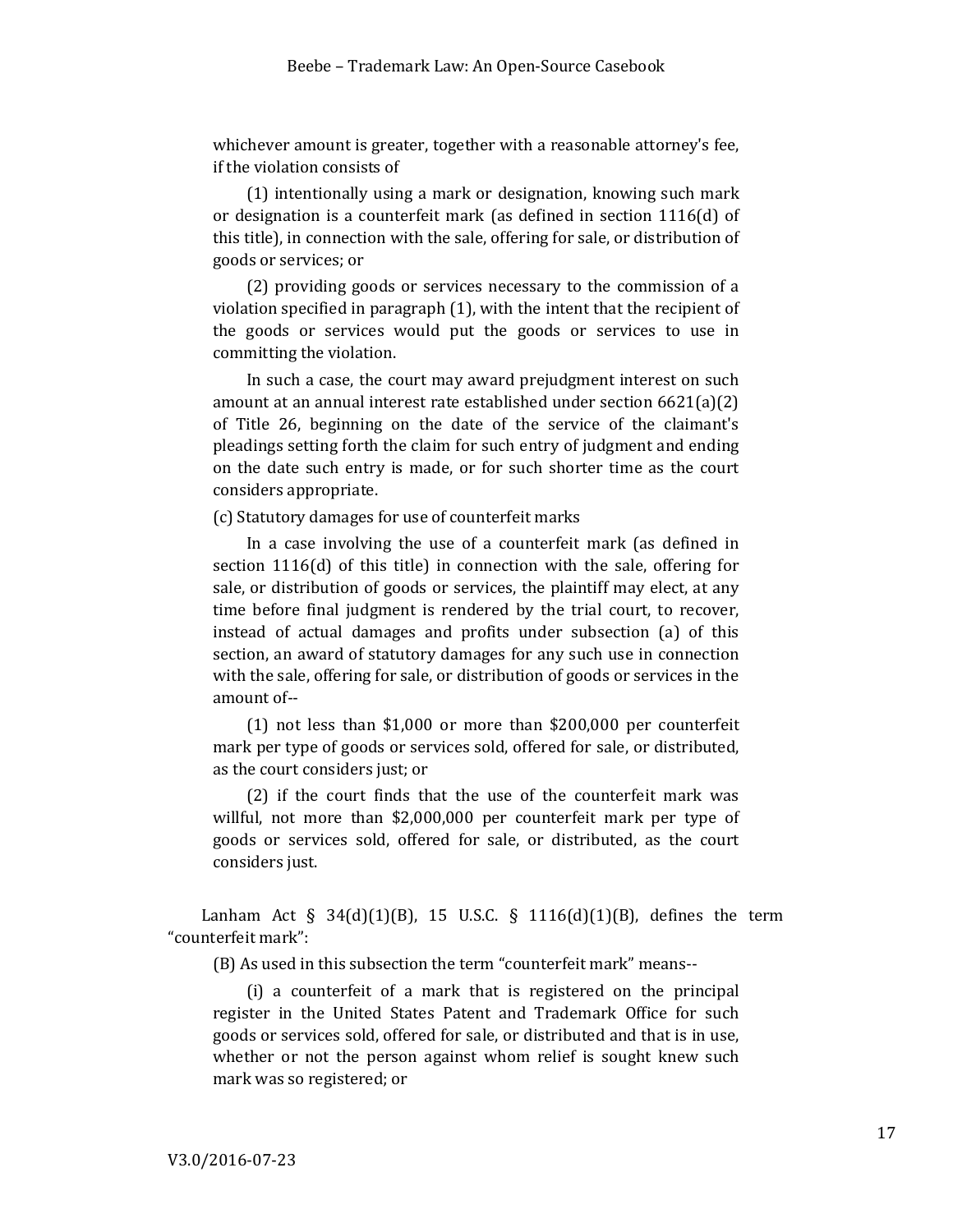whichever amount is greater, together with a reasonable attorney's fee, if the violation consists of

(1) intentionally using a mark or designation, knowing such mark or designation is a counterfeit mark (as defined in section 1116(d) of this title), in connection with the sale, offering for sale, or distribution of goods or services; or

(2) providing goods or services necessary to the commission of a violation specified in paragraph (1), with the intent that the recipient of the goods or services would put the goods or services to use in committing the violation.

In such a case, the court may award prejudgment interest on such amount at an annual interest rate established under section 6621(a)(2) of Title 26, beginning on the date of the service of the claimant's pleadings setting forth the claim for such entry of judgment and ending on the date such entry is made, or for such shorter time as the court considers appropriate.

(c) Statutory damages for use of counterfeit marks

In a case involving the use of a counterfeit mark (as defined in section 1116(d) of this title) in connection with the sale, offering for sale, or distribution of goods or services, the plaintiff may elect, at any time before final judgment is rendered by the trial court, to recover, instead of actual damages and profits under subsection (a) of this section, an award of statutory damages for any such use in connection with the sale, offering for sale, or distribution of goods or services in the amount of--

(1) not less than $1,000 or more than $200,000 per counterfeit mark per type of goods or services sold, offered for sale, or distributed, as the court considers just; or

(2) if the court finds that the use of the counterfeit mark was willful, not more than $2,000,000 per counterfeit mark per type of goods or services sold, offered for sale, or distributed, as the court considers just.

Lanham Act § 34(d)(1)(B), 15 U.S.C. § 1116(d)(1)(B), defines the term "counterfeit mark":

(B) As used in this subsection the term "counterfeit mark" means--

(i) a counterfeit of a mark that is registered on the principal register in the United States Patent and Trademark Office for such goods or services sold, offered for sale, or distributed and that is in use, whether or not the person against whom relief is sought knew such mark was so registered; or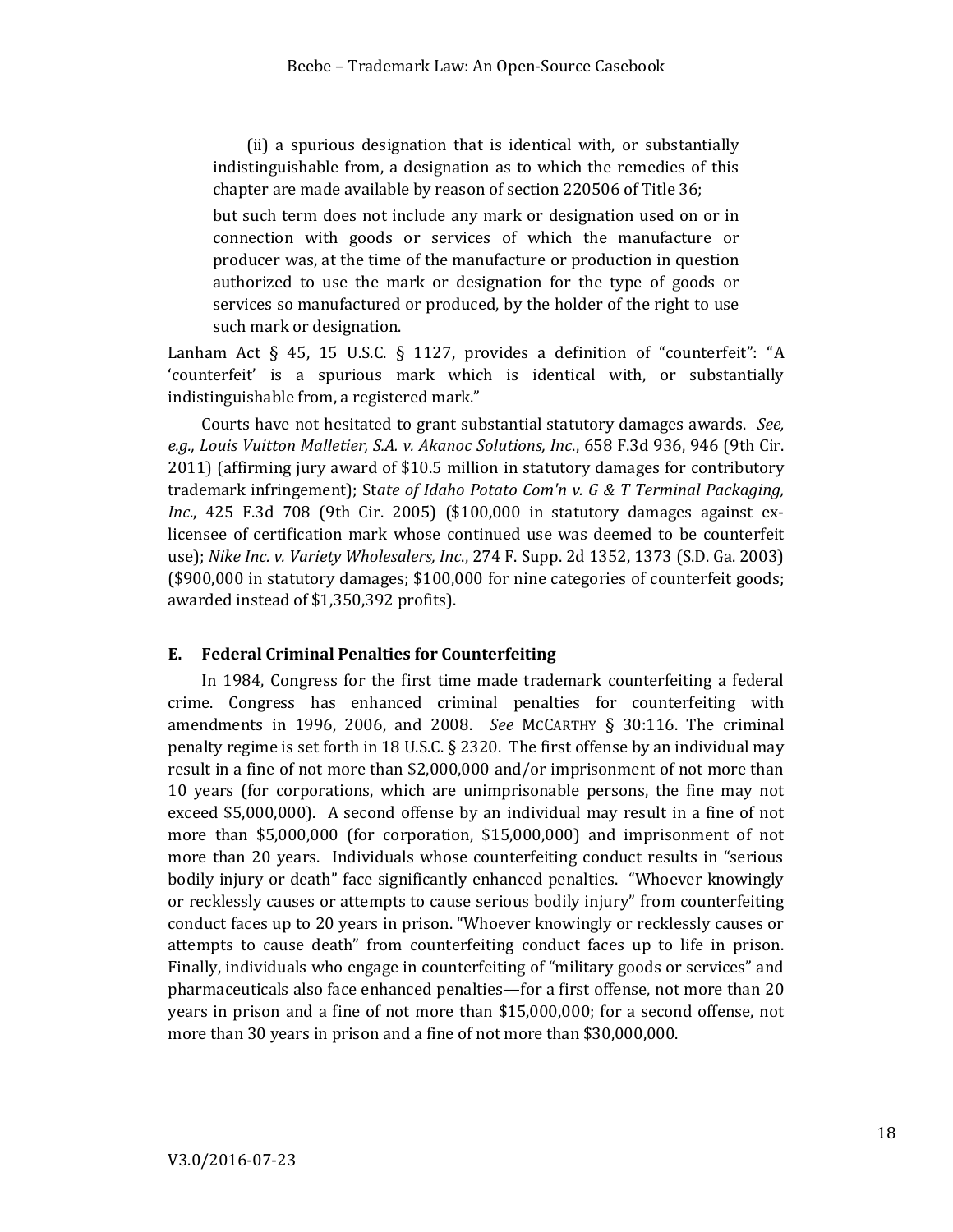> (ii) a spurious designation that is identical with, or substantially indistinguishable from, a designation as to which the remedies of this chapter are made available by reason of section 220506 of Title 36;
>
> but such term does not include any mark or designation used on or in connection with goods or services of which the manufacture or producer was, at the time of the manufacture or production in question authorized to use the mark or designation for the type of goods or services so manufactured or produced, by the holder of the right to use such mark or designation.

Lanham Act § 45, 15 U.S.C. § 1127, provides a definition of "counterfeit": "A 'counterfeit' is a spurious mark which is identical with, or substantially indistinguishable from, a registered mark."

Courts have not hesitated to grant substantial statutory damages awards. *See, e.g., Louis Vuitton Malletier, S.A. v. Akanoc Solutions, Inc.*, 658 F.3d 936, 946 (9th Cir. 2011) (affirming jury award of $10.5 million in statutory damages for contributory trademark infringement); S*tate of Idaho Potato Com'n v. G & T Terminal Packaging, Inc.*, 425 F.3d 708 (9th Cir. 2005) ($100,000 in statutory damages against ex-licensee of certification mark whose continued use was deemed to be counterfeit use); *Nike Inc. v. Variety Wholesalers, Inc.*, 274 F. Supp. 2d 1352, 1373 (S.D. Ga. 2003) ($900,000 in statutory damages; $100,000 for nine categories of counterfeit goods; awarded instead of $1,350,392 profits).

## E. Federal Criminal Penalties for Counterfeiting

In 1984, Congress for the first time made trademark counterfeiting a federal crime. Congress has enhanced criminal penalties for counterfeiting with amendments in 1996, 2006, and 2008. *See* McCarthy § 30:116. The criminal penalty regime is set forth in 18 U.S.C. § 2320. The first offense by an individual may result in a fine of not more than $2,000,000 and/or imprisonment of not more than 10 years (for corporations, which are unimprisonable persons, the fine may not exceed $5,000,000). A second offense by an individual may result in a fine of not more than $5,000,000 (for corporation, $15,000,000) and imprisonment of not more than 20 years. Individuals whose counterfeiting conduct results in "serious bodily injury or death" face significantly enhanced penalties. "Whoever knowingly or recklessly causes or attempts to cause serious bodily injury" from counterfeiting conduct faces up to 20 years in prison. "Whoever knowingly or recklessly causes or attempts to cause death" from counterfeiting conduct faces up to life in prison. Finally, individuals who engage in counterfeiting of "military goods or services" and pharmaceuticals also face enhanced penalties—for a first offense, not more than 20 years in prison and a fine of not more than $15,000,000; for a second offense, not more than 30 years in prison and a fine of not more than $30,000,000.